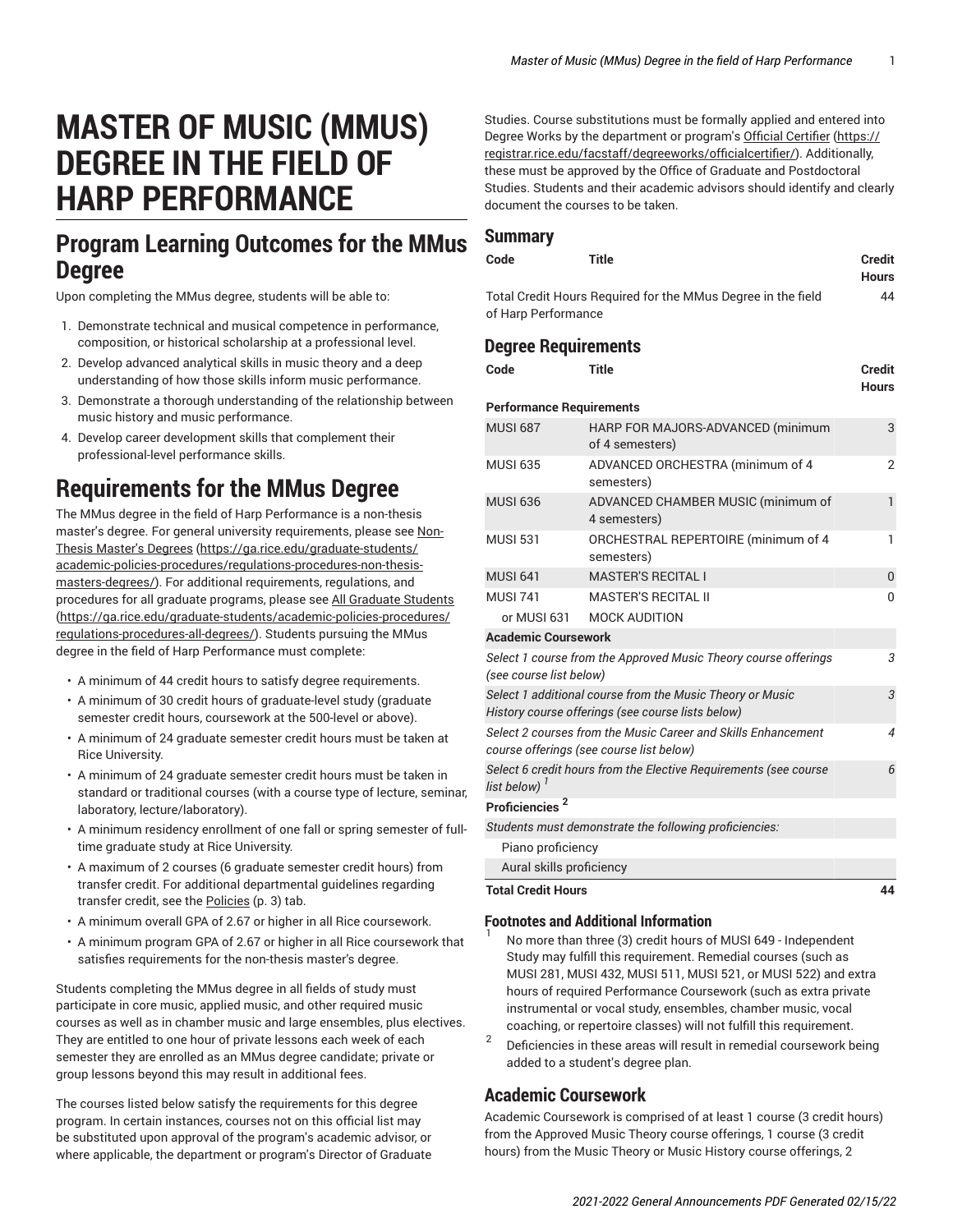# MASTER OF MUSIC (MMUS) DEGREE IN THE FIELD OF HARP PERFORMANCE

## Program Learning Outcomes for the MMus Degree

Upon completing the MMus degree, students will be able to:

1. Demonstrate technical and musical competence in performance, composition, or historical scholarship at a professional level.
2. Develop advanced analytical skills in music theory and a deep understanding of how those skills inform music performance.
3. Demonstrate a thorough understanding of the relationship between music history and music performance.
4. Develop career development skills that complement their professional-level performance skills.

## Requirements for the MMus Degree

The MMus degree in the field of Harp Performance is a non-thesis master's degree. For general university requirements, please see Non-Thesis Master's Degrees (https://ga.rice.edu/graduate-students/academic-policies-procedures/regulations-procedures-non-thesis-masters-degrees/). For additional requirements, regulations, and procedures for all graduate programs, please see All Graduate Students (https://ga.rice.edu/graduate-students/academic-policies-procedures/regulations-procedures-all-degrees/). Students pursuing the MMus degree in the field of Harp Performance must complete:

- A minimum of 44 credit hours to satisfy degree requirements.
- A minimum of 30 credit hours of graduate-level study (graduate semester credit hours, coursework at the 500-level or above).
- A minimum of 24 graduate semester credit hours must be taken at Rice University.
- A minimum of 24 graduate semester credit hours must be taken in standard or traditional courses (with a course type of lecture, seminar, laboratory, lecture/laboratory).
- A minimum residency enrollment of one fall or spring semester of full-time graduate study at Rice University.
- A maximum of 2 courses (6 graduate semester credit hours) from transfer credit. For additional departmental guidelines regarding transfer credit, see the Policies (p. 3) tab.
- A minimum overall GPA of 2.67 or higher in all Rice coursework.
- A minimum program GPA of 2.67 or higher in all Rice coursework that satisfies requirements for the non-thesis master's degree.

Students completing the MMus degree in all fields of study must participate in core music, applied music, and other required music courses as well as in chamber music and large ensembles, plus electives. They are entitled to one hour of private lessons each week of each semester they are enrolled as an MMus degree candidate; private or group lessons beyond this may result in additional fees.

The courses listed below satisfy the requirements for this degree program. In certain instances, courses not on this official list may be substituted upon approval of the program's academic advisor, or where applicable, the department or program's Director of Graduate Studies. Course substitutions must be formally applied and entered into Degree Works by the department or program's Official Certifier (https://registrar.rice.edu/facstaff/degreeworks/officialcertifier/). Additionally, these must be approved by the Office of Graduate and Postdoctoral Studies. Students and their academic advisors should identify and clearly document the courses to be taken.

### Summary

| Code | Title | Credit Hours |
|---|---|---|
| Total Credit Hours Required for the MMus Degree in the field of Harp Performance | | 44 |

### Degree Requirements

| Code | Title | Credit Hours |
|---|---|---|
| **Performance Requirements** | | |
| MUSI 687 | HARP FOR MAJORS-ADVANCED (minimum of 4 semesters) | 3 |
| MUSI 635 | ADVANCED ORCHESTRA (minimum of 4 semesters) | 2 |
| MUSI 636 | ADVANCED CHAMBER MUSIC (minimum of 4 semesters) | 1 |
| MUSI 531 | ORCHESTRAL REPERTOIRE (minimum of 4 semesters) | 1 |
| MUSI 641 | MASTER'S RECITAL I | 0 |
| MUSI 741 | MASTER'S RECITAL II | 0 |
| or MUSI 631 | MOCK AUDITION | |
| **Academic Coursework** | | |
| *Select 1 course from the Approved Music Theory course offerings (see course list below)* | | *3* |
| *Select 1 additional course from the Music Theory or Music History course offerings (see course lists below)* | | *3* |
| *Select 2 courses from the Music Career and Skills Enhancement course offerings (see course list below)* | | *4* |
| *Select 6 credit hours from the Elective Requirements (see course list below)* [1] | | *6* |
| **Proficiencies** [2] | | |
| *Students must demonstrate the following proficiencies:* | | |
| Piano proficiency | | |
| Aural skills proficiency | | |
| **Total Credit Hours** | | **44** |

### Footnotes and Additional Information

1. No more than three (3) credit hours of MUSI 649 - Independent Study may fulfill this requirement. Remedial courses (such as MUSI 281, MUSI 432, MUSI 511, MUSI 521, or MUSI 522) and extra hours of required Performance Coursework (such as extra private instrumental or vocal study, ensembles, chamber music, vocal coaching, or repertoire classes) will not fulfill this requirement.
2. Deficiencies in these areas will result in remedial coursework being added to a student's degree plan.

## Academic Coursework

Academic Coursework is comprised of at least 1 course (3 credit hours) from the Approved Music Theory course offerings, 1 course (3 credit hours) from the Music Theory or Music History course offerings, 2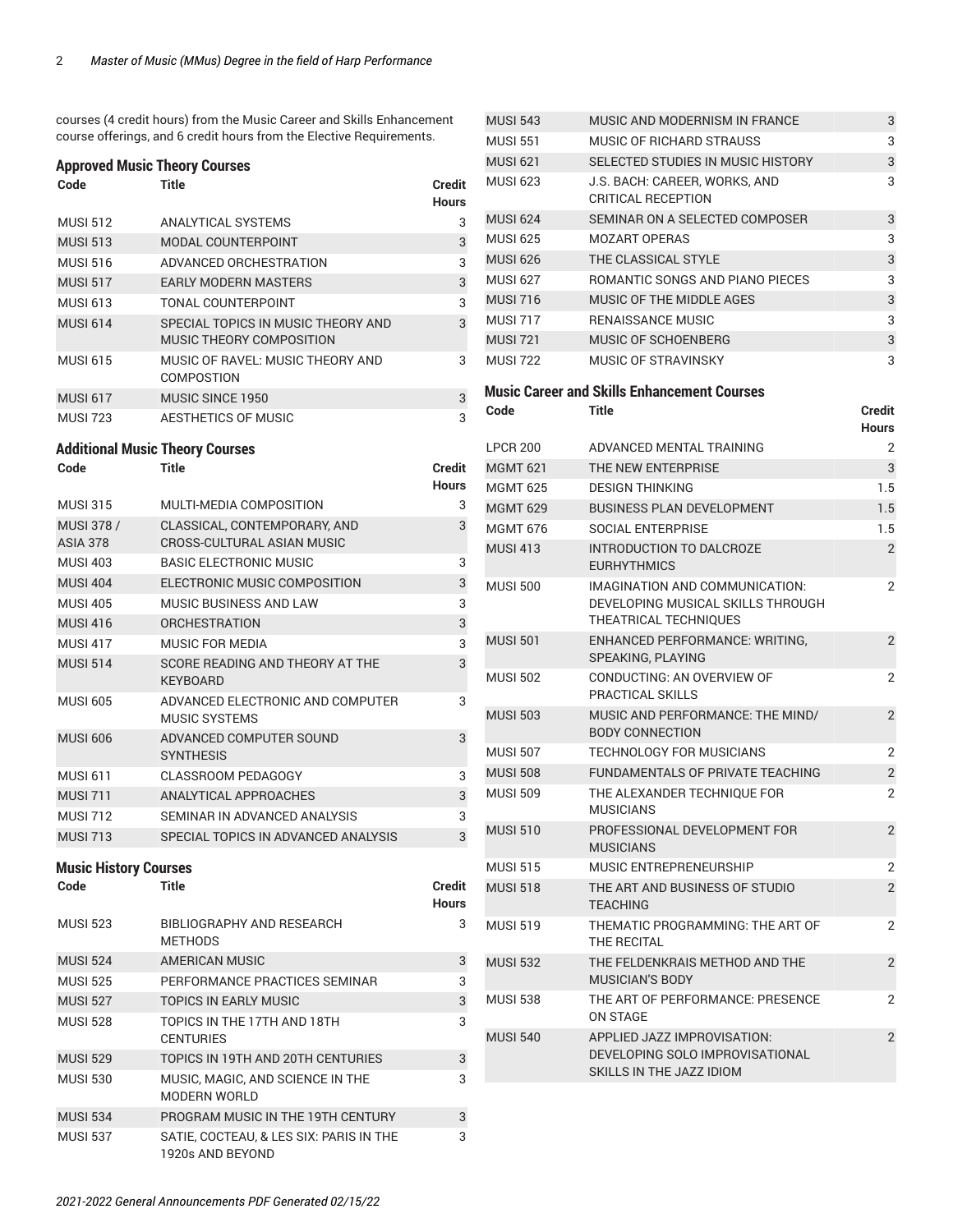courses (4 credit hours) from the Music Career and Skills Enhancement course offerings, and 6 credit hours from the Elective Requirements.

### Approved Music Theory Courses

| Code | Title | Credit Hours |
|---|---|---|
| MUSI 512 | ANALYTICAL SYSTEMS | 3 |
| MUSI 513 | MODAL COUNTERPOINT | 3 |
| MUSI 516 | ADVANCED ORCHESTRATION | 3 |
| MUSI 517 | EARLY MODERN MASTERS | 3 |
| MUSI 613 | TONAL COUNTERPOINT | 3 |
| MUSI 614 | SPECIAL TOPICS IN MUSIC THEORY AND MUSIC THEORY COMPOSITION | 3 |
| MUSI 615 | MUSIC OF RAVEL: MUSIC THEORY AND COMPOSTION | 3 |
| MUSI 617 | MUSIC SINCE 1950 | 3 |
| MUSI 723 | AESTHETICS OF MUSIC | 3 |

### Additional Music Theory Courses

| Code | Title | Credit Hours |
|---|---|---|
| MUSI 315 | MULTI-MEDIA COMPOSITION | 3 |
| MUSI 378 / ASIA 378 | CLASSICAL, CONTEMPORARY, AND CROSS-CULTURAL ASIAN MUSIC | 3 |
| MUSI 403 | BASIC ELECTRONIC MUSIC | 3 |
| MUSI 404 | ELECTRONIC MUSIC COMPOSITION | 3 |
| MUSI 405 | MUSIC BUSINESS AND LAW | 3 |
| MUSI 416 | ORCHESTRATION | 3 |
| MUSI 417 | MUSIC FOR MEDIA | 3 |
| MUSI 514 | SCORE READING AND THEORY AT THE KEYBOARD | 3 |
| MUSI 605 | ADVANCED ELECTRONIC AND COMPUTER MUSIC SYSTEMS | 3 |
| MUSI 606 | ADVANCED COMPUTER SOUND SYNTHESIS | 3 |
| MUSI 611 | CLASSROOM PEDAGOGY | 3 |
| MUSI 711 | ANALYTICAL APPROACHES | 3 |
| MUSI 712 | SEMINAR IN ADVANCED ANALYSIS | 3 |
| MUSI 713 | SPECIAL TOPICS IN ADVANCED ANALYSIS | 3 |

### Music History Courses

| Code | Title | Credit Hours |
|---|---|---|
| MUSI 523 | BIBLIOGRAPHY AND RESEARCH METHODS | 3 |
| MUSI 524 | AMERICAN MUSIC | 3 |
| MUSI 525 | PERFORMANCE PRACTICES SEMINAR | 3 |
| MUSI 527 | TOPICS IN EARLY MUSIC | 3 |
| MUSI 528 | TOPICS IN THE 17TH AND 18TH CENTURIES | 3 |
| MUSI 529 | TOPICS IN 19TH AND 20TH CENTURIES | 3 |
| MUSI 530 | MUSIC, MAGIC, AND SCIENCE IN THE MODERN WORLD | 3 |
| MUSI 534 | PROGRAM MUSIC IN THE 19TH CENTURY | 3 |
| MUSI 537 | SATIE, COCTEAU, & LES SIX: PARIS IN THE 1920s AND BEYOND | 3 |
| MUSI 543 | MUSIC AND MODERNISM IN FRANCE | 3 |
| MUSI 551 | MUSIC OF RICHARD STRAUSS | 3 |
| MUSI 621 | SELECTED STUDIES IN MUSIC HISTORY | 3 |
| MUSI 623 | J.S. BACH: CAREER, WORKS, AND CRITICAL RECEPTION | 3 |
| MUSI 624 | SEMINAR ON A SELECTED COMPOSER | 3 |
| MUSI 625 | MOZART OPERAS | 3 |
| MUSI 626 | THE CLASSICAL STYLE | 3 |
| MUSI 627 | ROMANTIC SONGS AND PIANO PIECES | 3 |
| MUSI 716 | MUSIC OF THE MIDDLE AGES | 3 |
| MUSI 717 | RENAISSANCE MUSIC | 3 |
| MUSI 721 | MUSIC OF SCHOENBERG | 3 |
| MUSI 722 | MUSIC OF STRAVINSKY | 3 |

### Music Career and Skills Enhancement Courses

| Code | Title | Credit Hours |
|---|---|---|
| LPCR 200 | ADVANCED MENTAL TRAINING | 2 |
| MGMT 621 | THE NEW ENTERPRISE | 3 |
| MGMT 625 | DESIGN THINKING | 1.5 |
| MGMT 629 | BUSINESS PLAN DEVELOPMENT | 1.5 |
| MGMT 676 | SOCIAL ENTERPRISE | 1.5 |
| MUSI 413 | INTRODUCTION TO DALCROZE EURHYTHMICS | 2 |
| MUSI 500 | IMAGINATION AND COMMUNICATION: DEVELOPING MUSICAL SKILLS THROUGH THEATRICAL TECHNIQUES | 2 |
| MUSI 501 | ENHANCED PERFORMANCE: WRITING, SPEAKING, PLAYING | 2 |
| MUSI 502 | CONDUCTING: AN OVERVIEW OF PRACTICAL SKILLS | 2 |
| MUSI 503 | MUSIC AND PERFORMANCE: THE MIND/BODY CONNECTION | 2 |
| MUSI 507 | TECHNOLOGY FOR MUSICIANS | 2 |
| MUSI 508 | FUNDAMENTALS OF PRIVATE TEACHING | 2 |
| MUSI 509 | THE ALEXANDER TECHNIQUE FOR MUSICIANS | 2 |
| MUSI 510 | PROFESSIONAL DEVELOPMENT FOR MUSICIANS | 2 |
| MUSI 515 | MUSIC ENTREPRENEURSHIP | 2 |
| MUSI 518 | THE ART AND BUSINESS OF STUDIO TEACHING | 2 |
| MUSI 519 | THEMATIC PROGRAMMING: THE ART OF THE RECITAL | 2 |
| MUSI 532 | THE FELDENKRAIS METHOD AND THE MUSICIAN'S BODY | 2 |
| MUSI 538 | THE ART OF PERFORMANCE: PRESENCE ON STAGE | 2 |
| MUSI 540 | APPLIED JAZZ IMPROVISATION: DEVELOPING SOLO IMPROVISATIONAL SKILLS IN THE JAZZ IDIOM | 2 |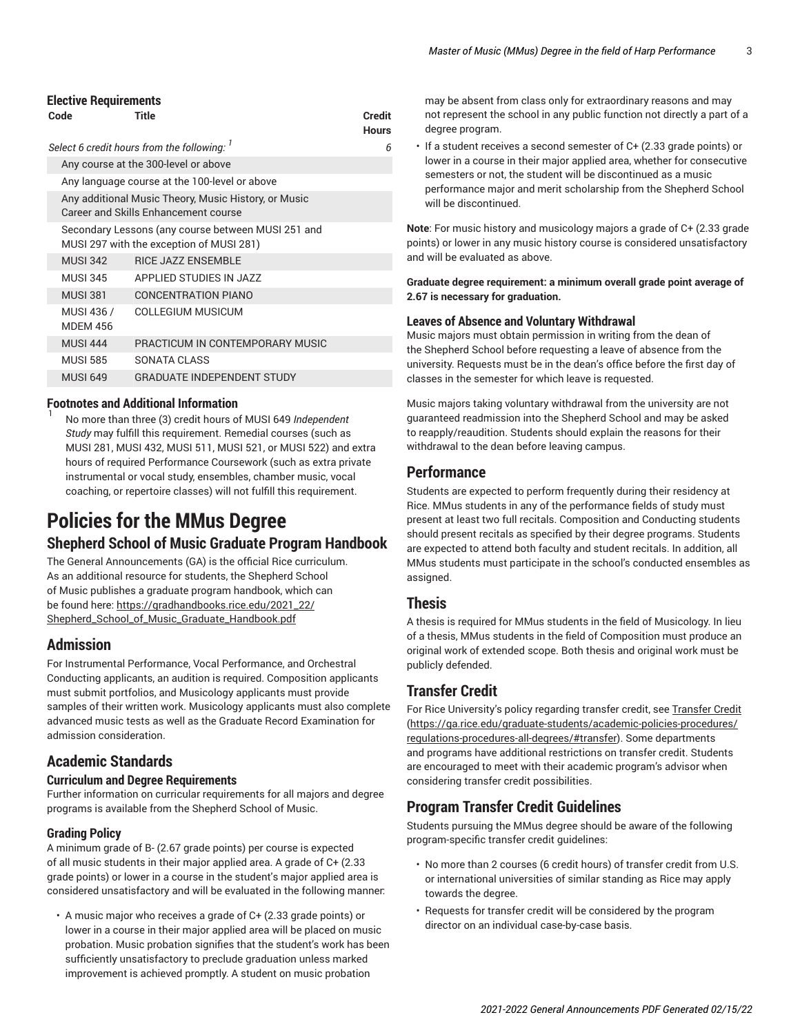#### Elective Requirements

| Code | Title | Credit Hours |
|---|---|---|
| *Select 6 credit hours from the following:* [1] | | *6* |
| Any course at the 300-level or above | | |
| Any language course at the 100-level or above | | |
| Any additional Music Theory, Music History, or Music Career and Skills Enhancement course | | |
| Secondary Lessons (any course between MUSI 251 and MUSI 297 with the exception of MUSI 281) | | |
| MUSI 342 | RICE JAZZ ENSEMBLE | |
| MUSI 345 | APPLIED STUDIES IN JAZZ | |
| MUSI 381 | CONCENTRATION PIANO | |
| MUSI 436 / MDEM 456 | COLLEGIUM MUSICUM | |
| MUSI 444 | PRACTICUM IN CONTEMPORARY MUSIC | |
| MUSI 585 | SONATA CLASS | |
| MUSI 649 | GRADUATE INDEPENDENT STUDY | |

#### Footnotes and Additional Information

[1] No more than three (3) credit hours of MUSI 649 *Independent Study* may fulfill this requirement. Remedial courses (such as MUSI 281, MUSI 432, MUSI 511, MUSI 521, or MUSI 522) and extra hours of required Performance Coursework (such as extra private instrumental or vocal study, ensembles, chamber music, vocal coaching, or repertoire classes) will not fulfill this requirement.

# Policies for the MMus Degree

## Shepherd School of Music Graduate Program Handbook

The General Announcements (GA) is the official Rice curriculum. As an additional resource for students, the Shepherd School of Music publishes a graduate program handbook, which can be found here: https://gradhandbooks.rice.edu/2021_22/Shepherd_School_of_Music_Graduate_Handbook.pdf

## Admission

For Instrumental Performance, Vocal Performance, and Orchestral Conducting applicants, an audition is required. Composition applicants must submit portfolios, and Musicology applicants must provide samples of their written work. Musicology applicants must also complete advanced music tests as well as the Graduate Record Examination for admission consideration.

## Academic Standards

### Curriculum and Degree Requirements

Further information on curricular requirements for all majors and degree programs is available from the Shepherd School of Music.

### Grading Policy

A minimum grade of B- (2.67 grade points) per course is expected of all music students in their major applied area. A grade of C+ (2.33 grade points) or lower in a course in the student's major applied area is considered unsatisfactory and will be evaluated in the following manner:

- A music major who receives a grade of C+ (2.33 grade points) or lower in a course in their major applied area will be placed on music probation. Music probation signifies that the student's work has been sufficiently unsatisfactory to preclude graduation unless marked improvement is achieved promptly. A student on music probation may be absent from class only for extraordinary reasons and may not represent the school in any public function not directly a part of a degree program.
- If a student receives a second semester of C+ (2.33 grade points) or lower in a course in their major applied area, whether for consecutive semesters or not, the student will be discontinued as a music performance major and merit scholarship from the Shepherd School will be discontinued.

**Note**: For music history and musicology majors a grade of C+ (2.33 grade points) or lower in any music history course is considered unsatisfactory and will be evaluated as above.

**Graduate degree requirement: a minimum overall grade point average of 2.67 is necessary for graduation.**

### Leaves of Absence and Voluntary Withdrawal

Music majors must obtain permission in writing from the dean of the Shepherd School before requesting a leave of absence from the university. Requests must be in the dean's office before the first day of classes in the semester for which leave is requested.

Music majors taking voluntary withdrawal from the university are not guaranteed readmission into the Shepherd School and may be asked to reapply/reaudition. Students should explain the reasons for their withdrawal to the dean before leaving campus.

## Performance

Students are expected to perform frequently during their residency at Rice. MMus students in any of the performance fields of study must present at least two full recitals. Composition and Conducting students should present recitals as specified by their degree programs. Students are expected to attend both faculty and student recitals. In addition, all MMus students must participate in the school's conducted ensembles as assigned.

## Thesis

A thesis is required for MMus students in the field of Musicology. In lieu of a thesis, MMus students in the field of Composition must produce an original work of extended scope. Both thesis and original work must be publicly defended.

## Transfer Credit

For Rice University's policy regarding transfer credit, see Transfer Credit (https://ga.rice.edu/graduate-students/academic-policies-procedures/regulations-procedures-all-degrees/#transfer). Some departments and programs have additional restrictions on transfer credit. Students are encouraged to meet with their academic program's advisor when considering transfer credit possibilities.

## Program Transfer Credit Guidelines

Students pursuing the MMus degree should be aware of the following program-specific transfer credit guidelines:

- No more than 2 courses (6 credit hours) of transfer credit from U.S. or international universities of similar standing as Rice may apply towards the degree.
- Requests for transfer credit will be considered by the program director on an individual case-by-case basis.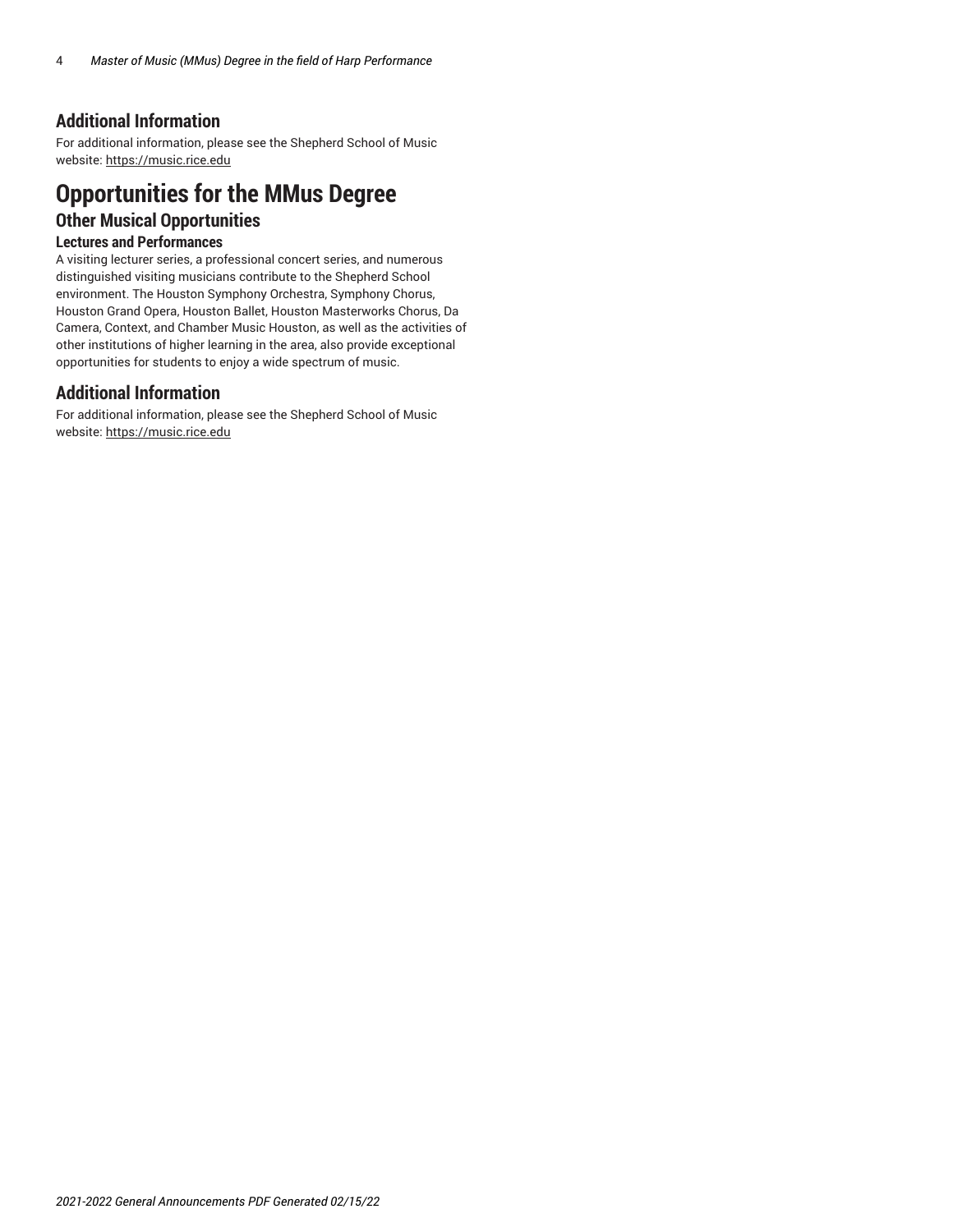## Additional Information

For additional information, please see the Shepherd School of Music website: https://music.rice.edu

# Opportunities for the MMus Degree

## Other Musical Opportunities

### Lectures and Performances

A visiting lecturer series, a professional concert series, and numerous distinguished visiting musicians contribute to the Shepherd School environment. The Houston Symphony Orchestra, Symphony Chorus, Houston Grand Opera, Houston Ballet, Houston Masterworks Chorus, Da Camera, Context, and Chamber Music Houston, as well as the activities of other institutions of higher learning in the area, also provide exceptional opportunities for students to enjoy a wide spectrum of music.

## Additional Information

For additional information, please see the Shepherd School of Music website: https://music.rice.edu